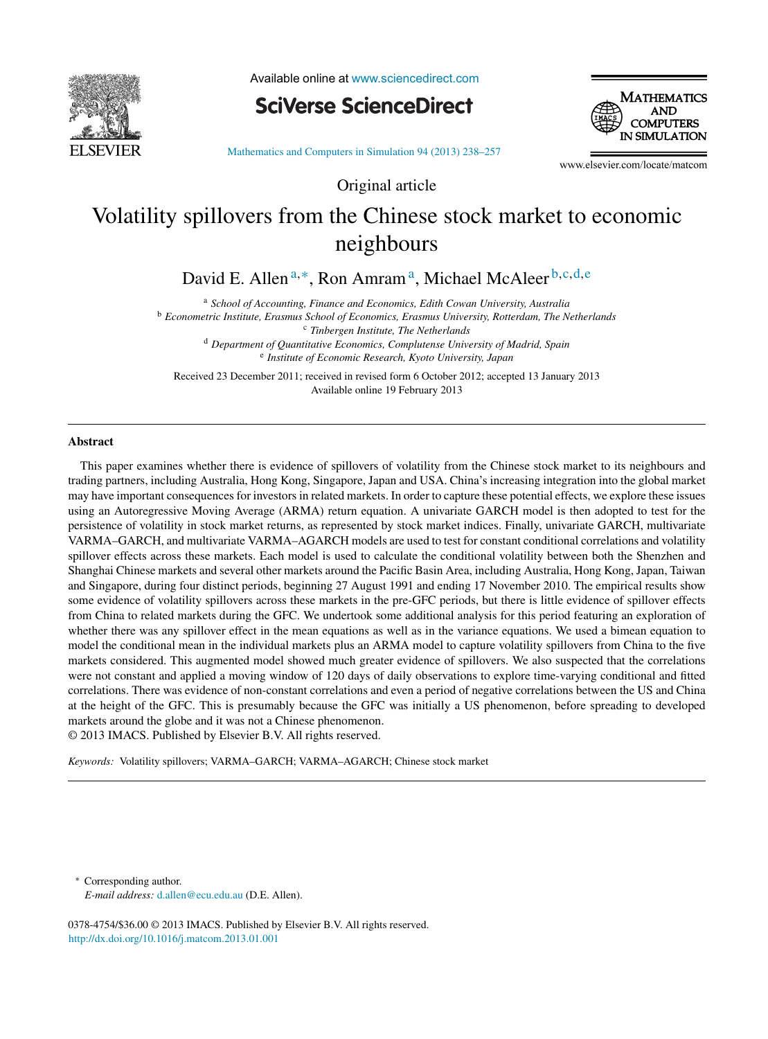Original article

# Volatility spillovers from the Chinese stock market to economic neighbours

David E. Allen[a,*], Ron Amram[a], Michael McAleer[b,c,d,e]

[a] *School of Accounting, Finance and Economics, Edith Cowan University, Australia*
[b] *Econometric Institute, Erasmus School of Economics, Erasmus University, Rotterdam, The Netherlands*
[c] *Tinbergen Institute, The Netherlands*
[d] *Department of Quantitative Economics, Complutense University of Madrid, Spain*
[e] *Institute of Economic Research, Kyoto University, Japan*

Received 23 December 2011; received in revised form 6 October 2012; accepted 13 January 2013
Available online 19 February 2013

## Abstract

This paper examines whether there is evidence of spillovers of volatility from the Chinese stock market to its neighbours and trading partners, including Australia, Hong Kong, Singapore, Japan and USA. China's increasing integration into the global market may have important consequences for investors in related markets. In order to capture these potential effects, we explore these issues using an Autoregressive Moving Average (ARMA) return equation. A univariate GARCH model is then adopted to test for the persistence of volatility in stock market returns, as represented by stock market indices. Finally, univariate GARCH, multivariate VARMA–GARCH, and multivariate VARMA–AGARCH models are used to test for constant conditional correlations and volatility spillover effects across these markets. Each model is used to calculate the conditional volatility between both the Shenzhen and Shanghai Chinese markets and several other markets around the Pacific Basin Area, including Australia, Hong Kong, Japan, Taiwan and Singapore, during four distinct periods, beginning 27 August 1991 and ending 17 November 2010. The empirical results show some evidence of volatility spillovers across these markets in the pre-GFC periods, but there is little evidence of spillover effects from China to related markets during the GFC. We undertook some additional analysis for this period featuring an exploration of whether there was any spillover effect in the mean equations as well as in the variance equations. We used a bimean equation to model the conditional mean in the individual markets plus an ARMA model to capture volatility spillovers from China to the five markets considered. This augmented model showed much greater evidence of spillovers. We also suspected that the correlations were not constant and applied a moving window of 120 days of daily observations to explore time-varying conditional and fitted correlations. There was evidence of non-constant correlations and even a period of negative correlations between the US and China at the height of the GFC. This is presumably because the GFC was initially a US phenomenon, before spreading to developed markets around the globe and it was not a Chinese phenomenon.
© 2013 IMACS. Published by Elsevier B.V. All rights reserved.

*Keywords:* Volatility spillovers; VARMA–GARCH; VARMA–AGARCH; Chinese stock market

---

\* Corresponding author.
*E-mail address:* d.allen@ecu.edu.au (D.E. Allen).

0378-4754/$36.00 © 2013 IMACS. Published by Elsevier B.V. All rights reserved.
http://dx.doi.org/10.1016/j.matcom.2013.01.001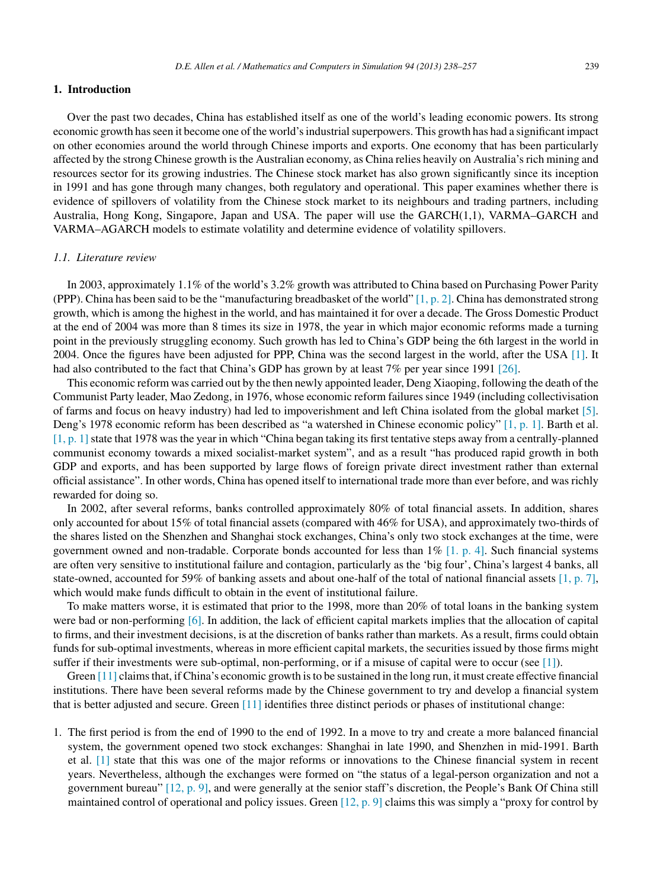## 1. Introduction

Over the past two decades, China has established itself as one of the world's leading economic powers. Its strong economic growth has seen it become one of the world's industrial superpowers. This growth has had a significant impact on other economies around the world through Chinese imports and exports. One economy that has been particularly affected by the strong Chinese growth is the Australian economy, as China relies heavily on Australia's rich mining and resources sector for its growing industries. The Chinese stock market has also grown significantly since its inception in 1991 and has gone through many changes, both regulatory and operational. This paper examines whether there is evidence of spillovers of volatility from the Chinese stock market to its neighbours and trading partners, including Australia, Hong Kong, Singapore, Japan and USA. The paper will use the GARCH(1,1), VARMA–GARCH and VARMA–AGARCH models to estimate volatility and determine evidence of volatility spillovers.

### *1.1. Literature review*

In 2003, approximately 1.1% of the world's 3.2% growth was attributed to China based on Purchasing Power Parity (PPP). China has been said to be the "manufacturing breadbasket of the world" [1, p. 2]. China has demonstrated strong growth, which is among the highest in the world, and has maintained it for over a decade. The Gross Domestic Product at the end of 2004 was more than 8 times its size in 1978, the year in which major economic reforms made a turning point in the previously struggling economy. Such growth has led to China's GDP being the 6th largest in the world in 2004. Once the figures have been adjusted for PPP, China was the second largest in the world, after the USA [1]. It had also contributed to the fact that China's GDP has grown by at least 7% per year since 1991 [26].

This economic reform was carried out by the then newly appointed leader, Deng Xiaoping, following the death of the Communist Party leader, Mao Zedong, in 1976, whose economic reform failures since 1949 (including collectivisation of farms and focus on heavy industry) had led to impoverishment and left China isolated from the global market [5]. Deng's 1978 economic reform has been described as "a watershed in Chinese economic policy" [1, p. 1]. Barth et al. [1, p. 1] state that 1978 was the year in which "China began taking its first tentative steps away from a centrally-planned communist economy towards a mixed socialist-market system", and as a result "has produced rapid growth in both GDP and exports, and has been supported by large flows of foreign private direct investment rather than external official assistance". In other words, China has opened itself to international trade more than ever before, and was richly rewarded for doing so.

In 2002, after several reforms, banks controlled approximately 80% of total financial assets. In addition, shares only accounted for about 15% of total financial assets (compared with 46% for USA), and approximately two-thirds of the shares listed on the Shenzhen and Shanghai stock exchanges, China's only two stock exchanges at the time, were government owned and non-tradable. Corporate bonds accounted for less than 1% [1. p. 4]. Such financial systems are often very sensitive to institutional failure and contagion, particularly as the 'big four', China's largest 4 banks, all state-owned, accounted for 59% of banking assets and about one-half of the total of national financial assets [1, p. 7], which would make funds difficult to obtain in the event of institutional failure.

To make matters worse, it is estimated that prior to the 1998, more than 20% of total loans in the banking system were bad or non-performing [6]. In addition, the lack of efficient capital markets implies that the allocation of capital to firms, and their investment decisions, is at the discretion of banks rather than markets. As a result, firms could obtain funds for sub-optimal investments, whereas in more efficient capital markets, the securities issued by those firms might suffer if their investments were sub-optimal, non-performing, or if a misuse of capital were to occur (see [1]).

Green [11] claims that, if China's economic growth is to be sustained in the long run, it must create effective financial institutions. There have been several reforms made by the Chinese government to try and develop a financial system that is better adjusted and secure. Green [11] identifies three distinct periods or phases of institutional change:

1. The first period is from the end of 1990 to the end of 1992. In a move to try and create a more balanced financial system, the government opened two stock exchanges: Shanghai in late 1990, and Shenzhen in mid-1991. Barth et al. [1] state that this was one of the major reforms or innovations to the Chinese financial system in recent years. Nevertheless, although the exchanges were formed on "the status of a legal-person organization and not a government bureau" [12, p. 9], and were generally at the senior staff's discretion, the People's Bank Of China still maintained control of operational and policy issues. Green [12, p. 9] claims this was simply a "proxy for control by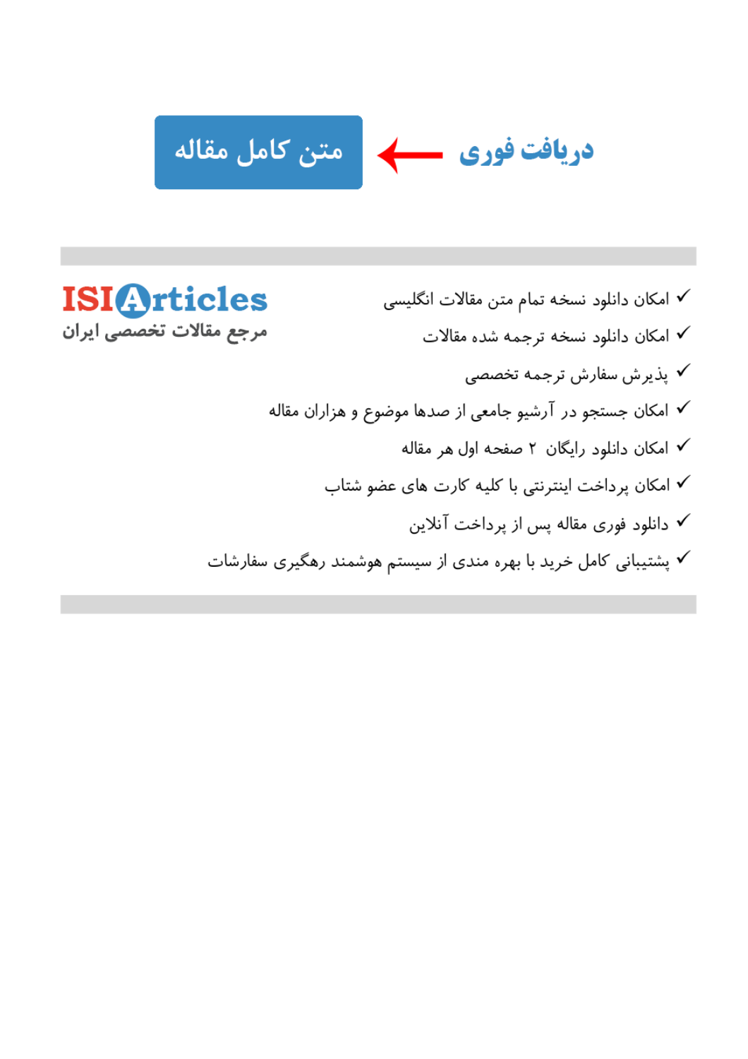دریافت فوری ← متن کامل مقاله

**ISIArticles**
مرجع مقالات تخصصی ایران

- ✓ امکان دانلود نسخه تمام متن مقالات انگلیسی
- ✓ امکان دانلود نسخه ترجمه شده مقالات
- ✓ پذیرش سفارش ترجمه تخصصی
- ✓ امکان جستجو در آرشیو جامعی از صدها موضوع و هزاران مقاله
- ✓ امکان دانلود رایگان ۲ صفحه اول هر مقاله
- ✓ امکان پرداخت اینترنتی با کلیه کارت های عضو شتاب
- ✓ دانلود فوری مقاله پس از پرداخت آنلاین
- ✓ پشتیبانی کامل خرید با بهره مندی از سیستم هوشمند رهگیری سفارشات